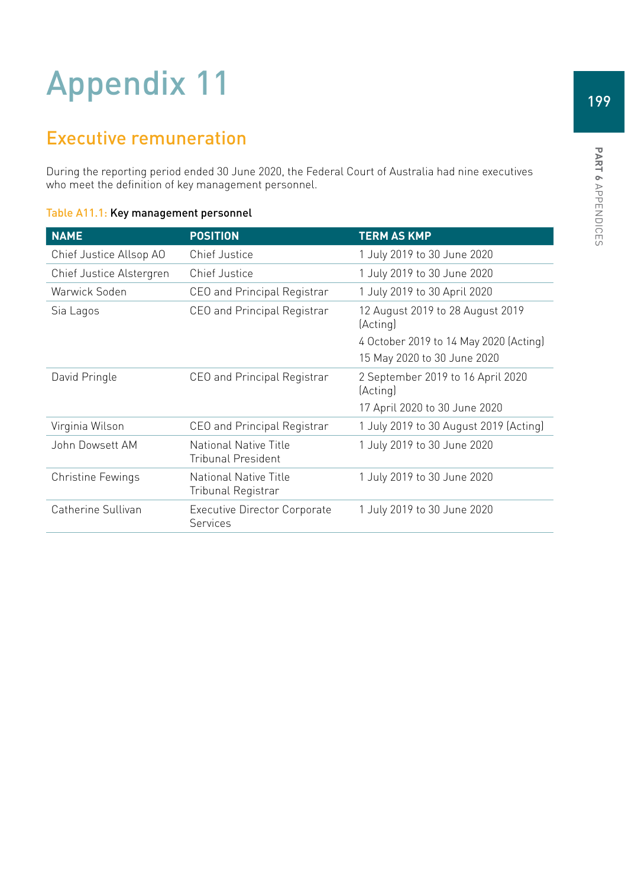# Appendix 11

## Executive remuneration

During the reporting period ended 30 June 2020, the Federal Court of Australia had nine executives who meet the definition of key management personnel.

Table A11.1: **Key management personnel**

| NAME | POSITION | TERM AS KMP |
|---|---|---|
| Chief Justice Allsop AO | Chief Justice | 1 July 2019 to 30 June 2020 |
| Chief Justice Alstergren | Chief Justice | 1 July 2019 to 30 June 2020 |
| Warwick Soden | CEO and Principal Registrar | 1 July 2019 to 30 April 2020 |
| Sia Lagos | CEO and Principal Registrar | 12 August 2019 to 28 August 2019 (Acting)<br>4 October 2019 to 14 May 2020 (Acting)<br>15 May 2020 to 30 June 2020 |
| David Pringle | CEO and Principal Registrar | 2 September 2019 to 16 April 2020 (Acting)<br>17 April 2020 to 30 June 2020 |
| Virginia Wilson | CEO and Principal Registrar | 1 July 2019 to 30 August 2019 (Acting) |
| John Dowsett AM | National Native Title Tribunal President | 1 July 2019 to 30 June 2020 |
| Christine Fewings | National Native Title Tribunal Registrar | 1 July 2019 to 30 June 2020 |
| Catherine Sullivan | Executive Director Corporate Services | 1 July 2019 to 30 June 2020 |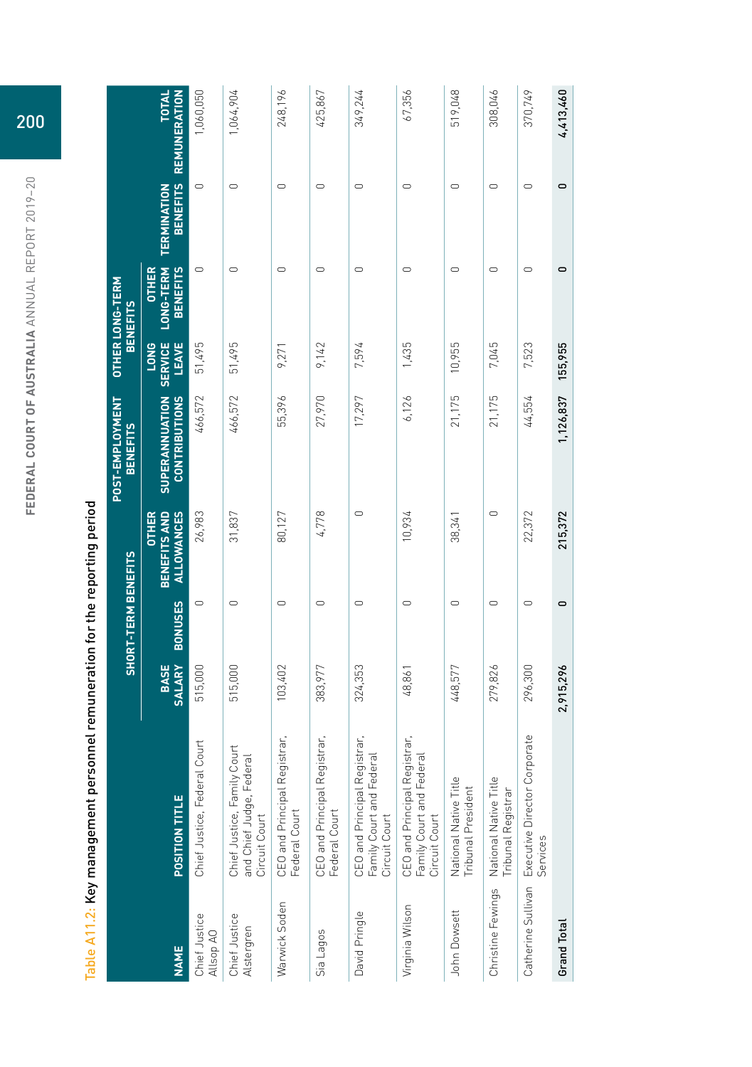Table A11.2: Key management personnel remuneration for the reporting period

| NAME | POSITION TITLE | SHORT-TERM BENEFITS | | | POST-EMPLOYMENT BENEFITS | OTHER LONG-TERM BENEFITS | | TERMINATION BENEFITS | TOTAL REMUNERATION |
|---|---|---|---|---|---|---|---|---|---|
| | | BASE SALARY | BONUSES | OTHER BENEFITS AND ALLOWANCES | SUPERANNUATION CONTRIBUTIONS | LONG SERVICE LEAVE | OTHER LONG-TERM BENEFITS | | |
| Chief Justice Allsop AO | Chief Justice, Federal Court | 515,000 | 0 | 26,983 | 466,572 | 51,495 | 0 | 0 | 1,060,050 |
| Chief Justice Alstergren | Chief Justice, Family Court and Chief Judge, Federal Circuit Court | 515,000 | 0 | 31,837 | 466,572 | 51,495 | 0 | 0 | 1,064,904 |
| Warwick Soden | CEO and Principal Registrar, Federal Court | 103,402 | 0 | 80,127 | 55,396 | 9,271 | 0 | 0 | 248,196 |
| Sia Lagos | CEO and Principal Registrar, Federal Court | 383,977 | 0 | 4,778 | 27,970 | 9,142 | 0 | 0 | 425,867 |
| David Pringle | CEO and Principal Registrar, Family Court and Federal Circuit Court | 324,353 | 0 | 0 | 17,297 | 7,594 | 0 | 0 | 349,244 |
| Virginia Wilson | CEO and Principal Registrar, Family Court and Federal Circuit Court | 48,861 | 0 | 10,934 | 6,126 | 1,435 | 0 | 0 | 67,356 |
| John Dowsett | National Native Title Tribunal President | 448,577 | 0 | 38,341 | 21,175 | 10,955 | 0 | 0 | 519,048 |
| Christine Fewings | National Native Title Tribunal Registrar | 279,826 | 0 | 0 | 21,175 | 7,045 | 0 | 0 | 308,046 |
| Catherine Sullivan | Executive Director Corporate Services | 296,300 | 0 | 22,372 | 44,554 | 7,523 | 0 | 0 | 370,749 |
| **Grand Total** | | **2,915,296** | **0** | **215,372** | **1,126,837** | **155,955** | **0** | **0** | **4,413,460** |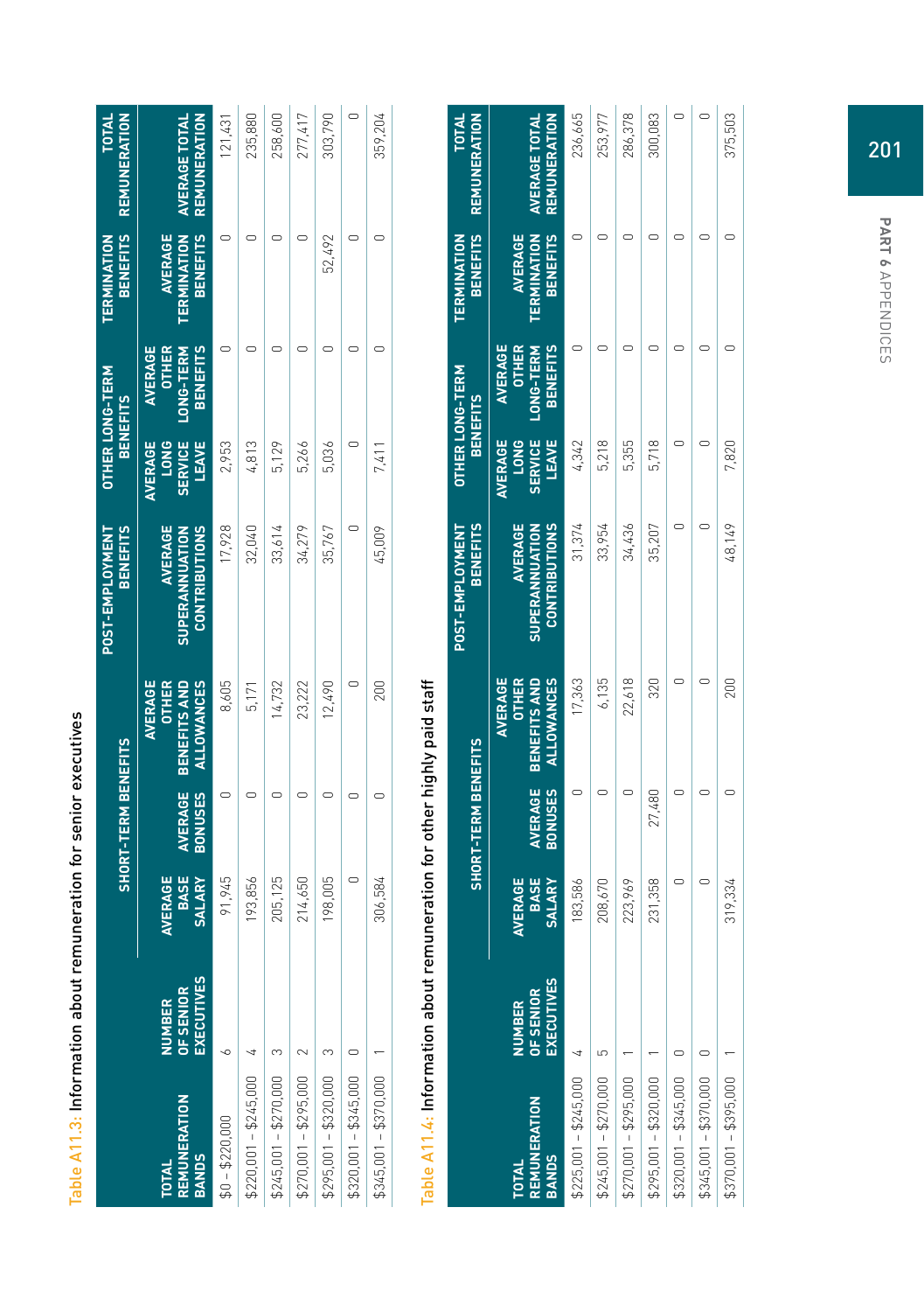Table A11.3: Information about remuneration for senior executives

| TOTAL REMUNERATION BANDS | NUMBER OF SENIOR EXECUTIVES | SHORT-TERM BENEFITS | | | POST-EMPLOYMENT BENEFITS | OTHER LONG-TERM BENEFITS | | TERMINATION BENEFITS | TOTAL REMUNERATION |
|---|---|---|---|---|---|---|---|---|---|
| | | AVERAGE BASE SALARY | AVERAGE BONUSES | AVERAGE OTHER BENEFITS AND ALLOWANCES | AVERAGE SUPERANNUATION CONTRIBUTIONS | AVERAGE LONG SERVICE LEAVE | AVERAGE OTHER LONG-TERM BENEFITS | AVERAGE TERMINATION BENEFITS | AVERAGE TOTAL REMUNERATION |
| $0 – $220,000 | 6 | 91,945 | 0 | 8,605 | 17,928 | 2,953 | 0 | 0 | 121,431 |
| $220,001 – $245,000 | 4 | 193,856 | 0 | 5,171 | 32,040 | 4,813 | 0 | 0 | 235,880 |
| $245,001 – $270,000 | 3 | 205,125 | 0 | 14,732 | 33,614 | 5,129 | 0 | 0 | 258,600 |
| $270,001 – $295,000 | 2 | 214,650 | 0 | 23,222 | 34,279 | 5,266 | 0 | 0 | 277,417 |
| $295,001 – $320,000 | 3 | 198,005 | 0 | 12,490 | 35,767 | 5,036 | 0 | 52,492 | 303,790 |
| $320,001 – $345,000 | 0 | 0 | 0 | 0 | 0 | 0 | 0 | 0 | 0 |
| $345,001 – $370,000 | 1 | 306,584 | 0 | 200 | 45,009 | 7,411 | 0 | 0 | 359,204 |

Table A11.4: Information about remuneration for other highly paid staff

| TOTAL REMUNERATION BANDS | NUMBER OF SENIOR EXECUTIVES | SHORT-TERM BENEFITS | | | POST-EMPLOYMENT BENEFITS | OTHER LONG-TERM BENEFITS | | TERMINATION BENEFITS | TOTAL REMUNERATION |
|---|---|---|---|---|---|---|---|---|---|
| | | AVERAGE BASE SALARY | AVERAGE BONUSES | AVERAGE OTHER BENEFITS AND ALLOWANCES | AVERAGE SUPERANNUATION CONTRIBUTIONS | AVERAGE LONG SERVICE LEAVE | AVERAGE OTHER LONG-TERM BENEFITS | AVERAGE TERMINATION BENEFITS | AVERAGE TOTAL REMUNERATION |
| $225,001 – $245,000 | 4 | 183,586 | 0 | 17,363 | 31,374 | 4,342 | 0 | 0 | 236,665 |
| $245,001 – $270,000 | 5 | 208,670 | 0 | 6,135 | 33,954 | 5,218 | 0 | 0 | 253,977 |
| $270,001 – $295,000 | 1 | 223,969 | 0 | 22,618 | 34,436 | 5,355 | 0 | 0 | 286,378 |
| $295,001 – $320,000 | 1 | 231,358 | 27,480 | 320 | 35,207 | 5,718 | 0 | 0 | 300,083 |
| $320,001 – $345,000 | 0 | 0 | 0 | 0 | 0 | 0 | 0 | 0 | 0 |
| $345,001 – $370,000 | 0 | 0 | 0 | 0 | 0 | 0 | 0 | 0 | 0 |
| $370,001 – $395,000 | 1 | 319,334 | 0 | 200 | 48,149 | 7,820 | 0 | 0 | 375,503 |